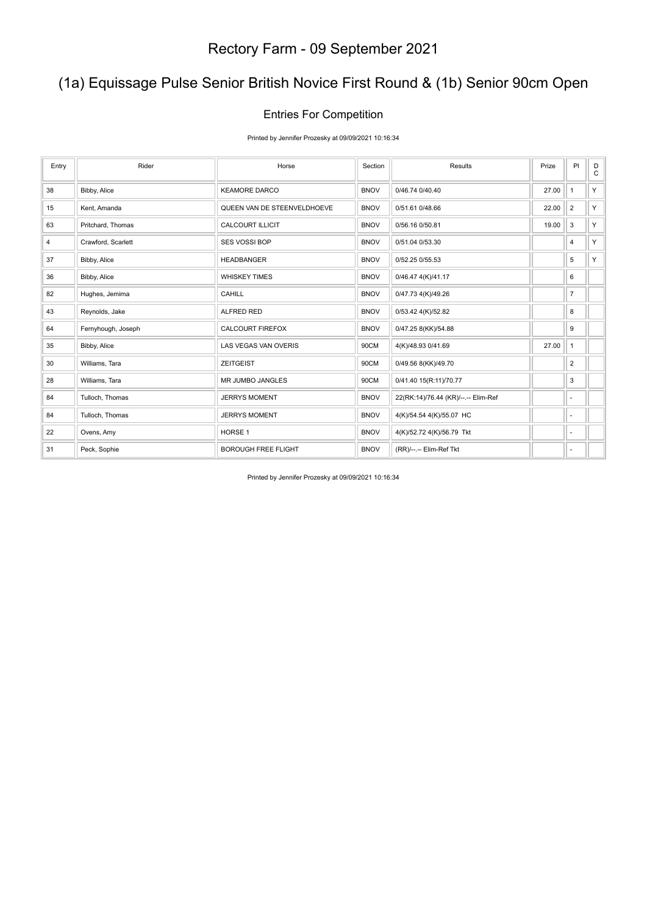# Rectory Farm - 09 September 2021

## (1a) Equissage Pulse Senior British Novice First Round & (1b) Senior 90cm Open

### Entries For Competition

Printed by Jennifer Prozesky at 09/09/2021 10:16:34

| Entry | Rider | Horse | Section | Results | Prize | Pl | DC |
|---|---|---|---|---|---|---|---|
| 38 | Bibby, Alice | KEAMORE DARCO | BNOV | 0/46.74 0/40.40 | 27.00 | 1 | Y |
| 15 | Kent, Amanda | QUEEN VAN DE STEENVELDHOEVE | BNOV | 0/51.61 0/48.66 | 22.00 | 2 | Y |
| 63 | Pritchard, Thomas | CALCOURT ILLICIT | BNOV | 0/56.16 0/50.81 | 19.00 | 3 | Y |
| 4 | Crawford, Scarlett | SES VOSSI BOP | BNOV | 0/51.04 0/53.30 | | 4 | Y |
| 37 | Bibby, Alice | HEADBANGER | BNOV | 0/52.25 0/55.53 | | 5 | Y |
| 36 | Bibby, Alice | WHISKEY TIMES | BNOV | 0/46.47 4(K)/41.17 | | 6 | |
| 82 | Hughes, Jemima | CAHILL | BNOV | 0/47.73 4(K)/49.26 | | 7 | |
| 43 | Reynolds, Jake | ALFRED RED | BNOV | 0/53.42 4(K)/52.82 | | 8 | |
| 64 | Fernyhough, Joseph | CALCOURT FIREFOX | BNOV | 0/47.25 8(KK)/54.88 | | 9 | |
| 35 | Bibby, Alice | LAS VEGAS VAN OVERIS | 90CM | 4(K)/48.93 0/41.69 | 27.00 | 1 | |
| 30 | Williams, Tara | ZEITGEIST | 90CM | 0/49.56 8(KK)/49.70 | | 2 | |
| 28 | Williams, Tara | MR JUMBO JANGLES | 90CM | 0/41.40 15(R:11)/70.77 | | 3 | |
| 84 | Tulloch, Thomas | JERRYS MOMENT | BNOV | 22(RK:14)/76.44 (KR)/--.-- Elim-Ref | | - | |
| 84 | Tulloch, Thomas | JERRYS MOMENT | BNOV | 4(K)/54.54 4(K)/55.07 HC | | - | |
| 22 | Ovens, Amy | HORSE 1 | BNOV | 4(K)/52.72 4(K)/56.79 Tkt | | - | |
| 31 | Peck, Sophie | BOROUGH FREE FLIGHT | BNOV | (RR)/--.-- Elim-Ref Tkt | | - | |

Printed by Jennifer Prozesky at 09/09/2021 10:16:34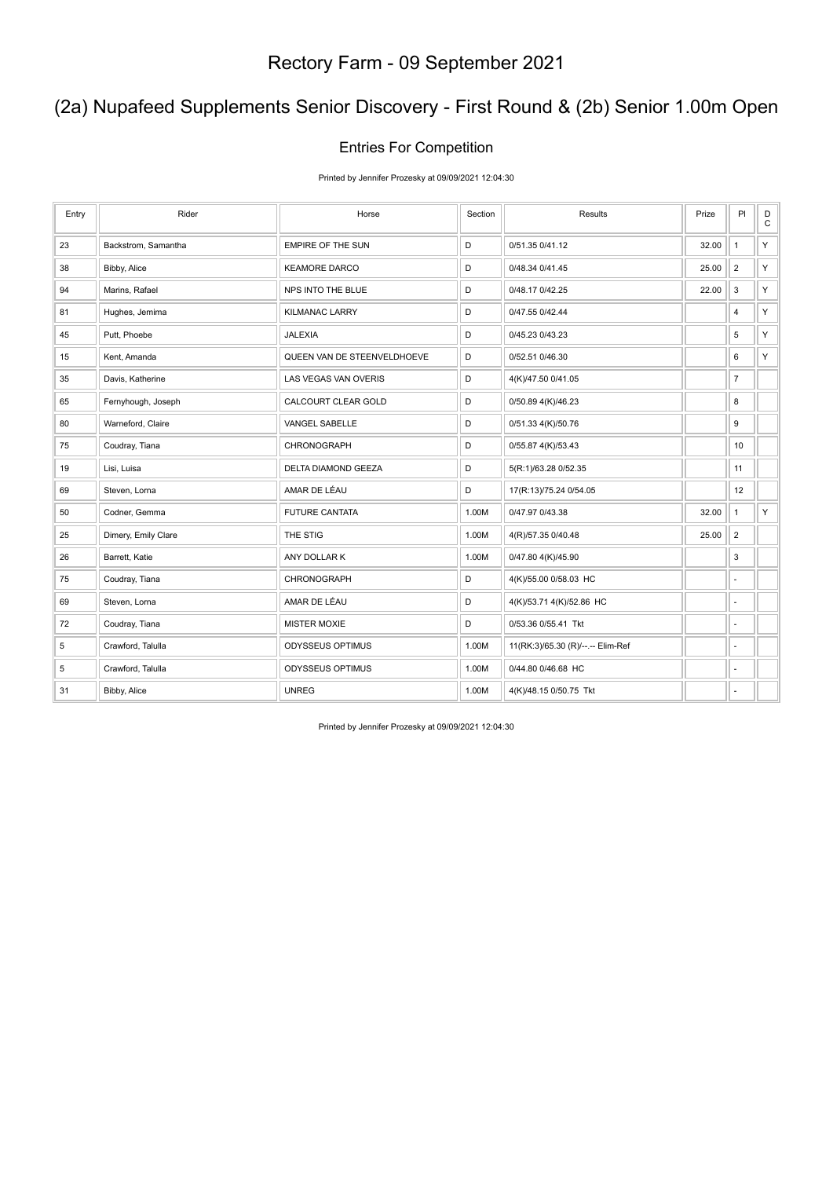# Rectory Farm - 09 September 2021

## (2a) Nupafeed Supplements Senior Discovery - First Round & (2b) Senior 1.00m Open

### Entries For Competition

Printed by Jennifer Prozesky at 09/09/2021 12:04:30

| Entry | Rider | Horse | Section | Results | Prize | Pl | DC |
|---|---|---|---|---|---|---|---|
| 23 | Backstrom, Samantha | EMPIRE OF THE SUN | D | 0/51.35 0/41.12 | 32.00 | 1 | Y |
| 38 | Bibby, Alice | KEAMORE DARCO | D | 0/48.34 0/41.45 | 25.00 | 2 | Y |
| 94 | Marins, Rafael | NPS INTO THE BLUE | D | 0/48.17 0/42.25 | 22.00 | 3 | Y |
| 81 | Hughes, Jemima | KILMANAC LARRY | D | 0/47.55 0/42.44 | | 4 | Y |
| 45 | Putt, Phoebe | JALEXIA | D | 0/45.23 0/43.23 | | 5 | Y |
| 15 | Kent, Amanda | QUEEN VAN DE STEENVELDHOEVE | D | 0/52.51 0/46.30 | | 6 | Y |
| 35 | Davis, Katherine | LAS VEGAS VAN OVERIS | D | 4(K)/47.50 0/41.05 | | 7 | |
| 65 | Fernyhough, Joseph | CALCOURT CLEAR GOLD | D | 0/50.89 4(K)/46.23 | | 8 | |
| 80 | Warneford, Claire | VANGEL SABELLE | D | 0/51.33 4(K)/50.76 | | 9 | |
| 75 | Coudray, Tiana | CHRONOGRAPH | D | 0/55.87 4(K)/53.43 | | 10 | |
| 19 | Lisi, Luisa | DELTA DIAMOND GEEZA | D | 5(R:1)/63.28 0/52.35 | | 11 | |
| 69 | Steven, Lorna | AMAR DE LÉAU | D | 17(R:13)/75.24 0/54.05 | | 12 | |
| 50 | Codner, Gemma | FUTURE CANTATA | 1.00M | 0/47.97 0/43.38 | 32.00 | 1 | Y |
| 25 | Dimery, Emily Clare | THE STIG | 1.00M | 4(R)/57.35 0/40.48 | 25.00 | 2 | |
| 26 | Barrett, Katie | ANY DOLLAR K | 1.00M | 0/47.80 4(K)/45.90 | | 3 | |
| 75 | Coudray, Tiana | CHRONOGRAPH | D | 4(K)/55.00 0/58.03 HC | | - | |
| 69 | Steven, Lorna | AMAR DE LÉAU | D | 4(K)/53.71 4(K)/52.86 HC | | - | |
| 72 | Coudray, Tiana | MISTER MOXIE | D | 0/53.36 0/55.41 Tkt | | - | |
| 5 | Crawford, Talulla | ODYSSEUS OPTIMUS | 1.00M | 11(RK:3)/65.30 (R)/--.-- Elim-Ref | | - | |
| 5 | Crawford, Talulla | ODYSSEUS OPTIMUS | 1.00M | 0/44.80 0/46.68 HC | | - | |
| 31 | Bibby, Alice | UNREG | 1.00M | 4(K)/48.15 0/50.75 Tkt | | - | |

Printed by Jennifer Prozesky at 09/09/2021 12:04:30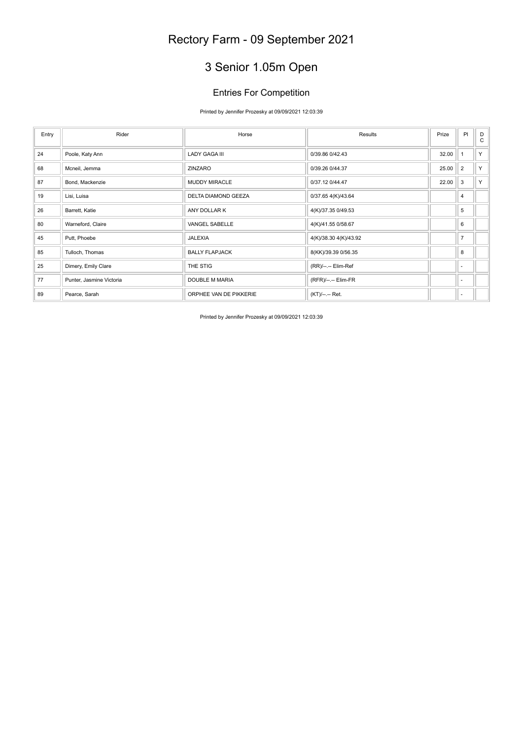# Rectory Farm - 09 September 2021

## 3 Senior 1.05m Open

### Entries For Competition

Printed by Jennifer Prozesky at 09/09/2021 12:03:39

| Entry | Rider | Horse | Results | Prize | Pl | D C |
|---|---|---|---|---|---|---|
| 24 | Poole, Katy Ann | LADY GAGA III | 0/39.86 0/42.43 | 32.00 | 1 | Y |
| 68 | Mcneil, Jemma | ZINZARO | 0/39.26 0/44.37 | 25.00 | 2 | Y |
| 87 | Bond, Mackenzie | MUDDY MIRACLE | 0/37.12 0/44.47 | 22.00 | 3 | Y |
| 19 | Lisi, Luisa | DELTA DIAMOND GEEZA | 0/37.65 4(K)/43.64 | | 4 | |
| 26 | Barrett, Katie | ANY DOLLAR K | 4(K)/37.35 0/49.53 | | 5 | |
| 80 | Warneford, Claire | VANGEL SABELLE | 4(K)/41.55 0/58.67 | | 6 | |
| 45 | Putt, Phoebe | JALEXIA | 4(K)/38.30 4(K)/43.92 | | 7 | |
| 85 | Tulloch, Thomas | BALLY FLAPJACK | 8(KK)/39.39 0/56.35 | | 8 | |
| 25 | Dimery, Emily Clare | THE STIG | (RR)/--.-- Elim-Ref | | - | |
| 77 | Punter, Jasmine Victoria | DOUBLE M MARIA | (RFR)/--.-- Elim-FR | | - | |
| 89 | Pearce, Sarah | ORPHEE VAN DE PIKKERIE | (KT)/--.-- Ret. | | - | |

Printed by Jennifer Prozesky at 09/09/2021 12:03:39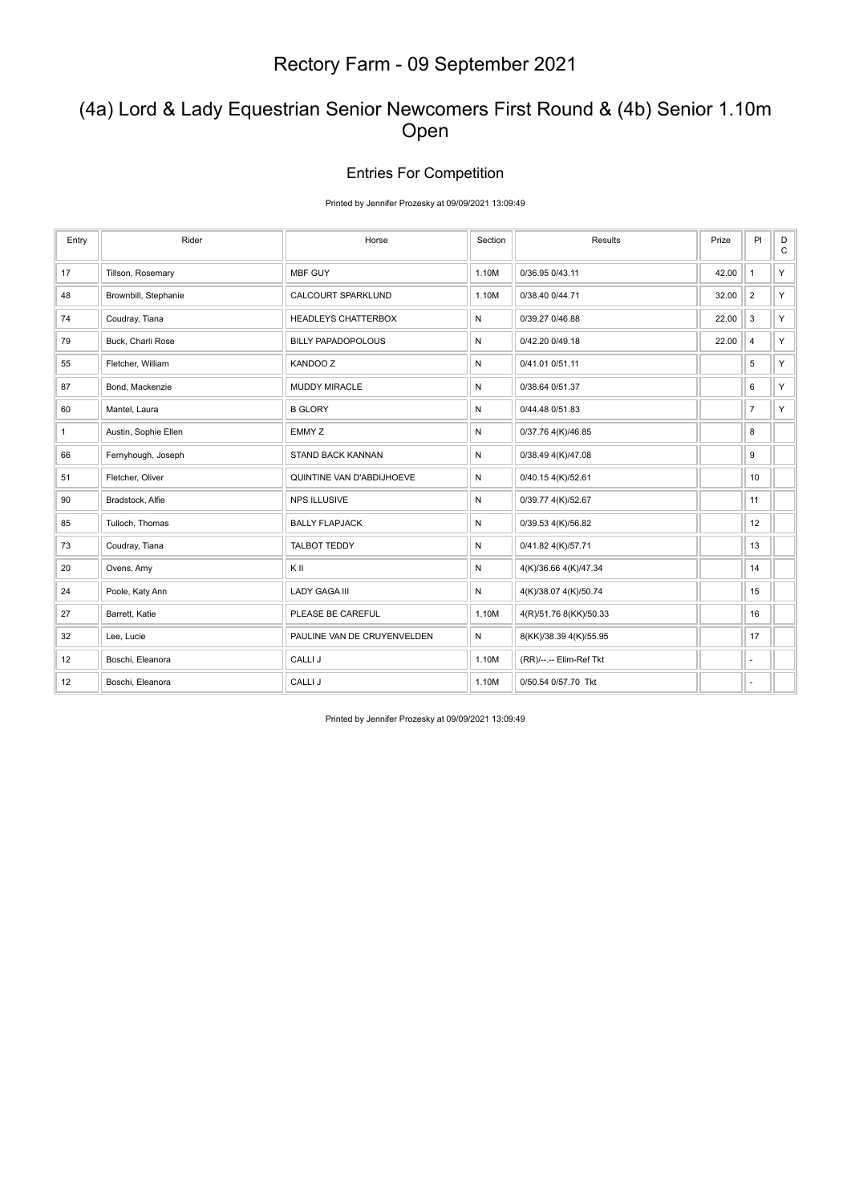# Rectory Farm - 09 September 2021

## (4a) Lord & Lady Equestrian Senior Newcomers First Round & (4b) Senior 1.10m Open

### Entries For Competition

Printed by Jennifer Prozesky at 09/09/2021 13:09:49

| Entry | Rider | Horse | Section | Results | Prize | Pl | DC |
|---|---|---|---|---|---|---|---|
| 17 | Tillson, Rosemary | MBF GUY | 1.10M | 0/36.95 0/43.11 | 42.00 | 1 | Y |
| 48 | Brownbill, Stephanie | CALCOURT SPARKLUND | 1.10M | 0/38.40 0/44.71 | 32.00 | 2 | Y |
| 74 | Coudray, Tiana | HEADLEYS CHATTERBOX | N | 0/39.27 0/46.88 | 22.00 | 3 | Y |
| 79 | Buck, Charli Rose | BILLY PAPADOPOLOUS | N | 0/42.20 0/49.18 | 22.00 | 4 | Y |
| 55 | Fletcher, William | KANDOO Z | N | 0/41.01 0/51.11 | | 5 | Y |
| 87 | Bond, Mackenzie | MUDDY MIRACLE | N | 0/38.64 0/51.37 | | 6 | Y |
| 60 | Mantel, Laura | B GLORY | N | 0/44.48 0/51.83 | | 7 | Y |
| 1 | Austin, Sophie Ellen | EMMY Z | N | 0/37.76 4(K)/46.85 | | 8 | |
| 66 | Fernyhough, Joseph | STAND BACK KANNAN | N | 0/38.49 4(K)/47.08 | | 9 | |
| 51 | Fletcher, Oliver | QUINTINE VAN D'ABDIJHOEVE | N | 0/40.15 4(K)/52.61 | | 10 | |
| 90 | Bradstock, Alfie | NPS ILLUSIVE | N | 0/39.77 4(K)/52.67 | | 11 | |
| 85 | Tulloch, Thomas | BALLY FLAPJACK | N | 0/39.53 4(K)/56.82 | | 12 | |
| 73 | Coudray, Tiana | TALBOT TEDDY | N | 0/41.82 4(K)/57.71 | | 13 | |
| 20 | Ovens, Amy | K II | N | 4(K)/36.66 4(K)/47.34 | | 14 | |
| 24 | Poole, Katy Ann | LADY GAGA III | N | 4(K)/38.07 4(K)/50.74 | | 15 | |
| 27 | Barrett, Katie | PLEASE BE CAREFUL | 1.10M | 4(R)/51.76 8(KK)/50.33 | | 16 | |
| 32 | Lee, Lucie | PAULINE VAN DE CRUYENVELDEN | N | 8(KK)/38.39 4(K)/55.95 | | 17 | |
| 12 | Boschi, Eleanora | CALLI J | 1.10M | (RR)/--.-- Elim-Ref Tkt | | - | |
| 12 | Boschi, Eleanora | CALLI J | 1.10M | 0/50.54 0/57.70 Tkt | | - | |

Printed by Jennifer Prozesky at 09/09/2021 13:09:49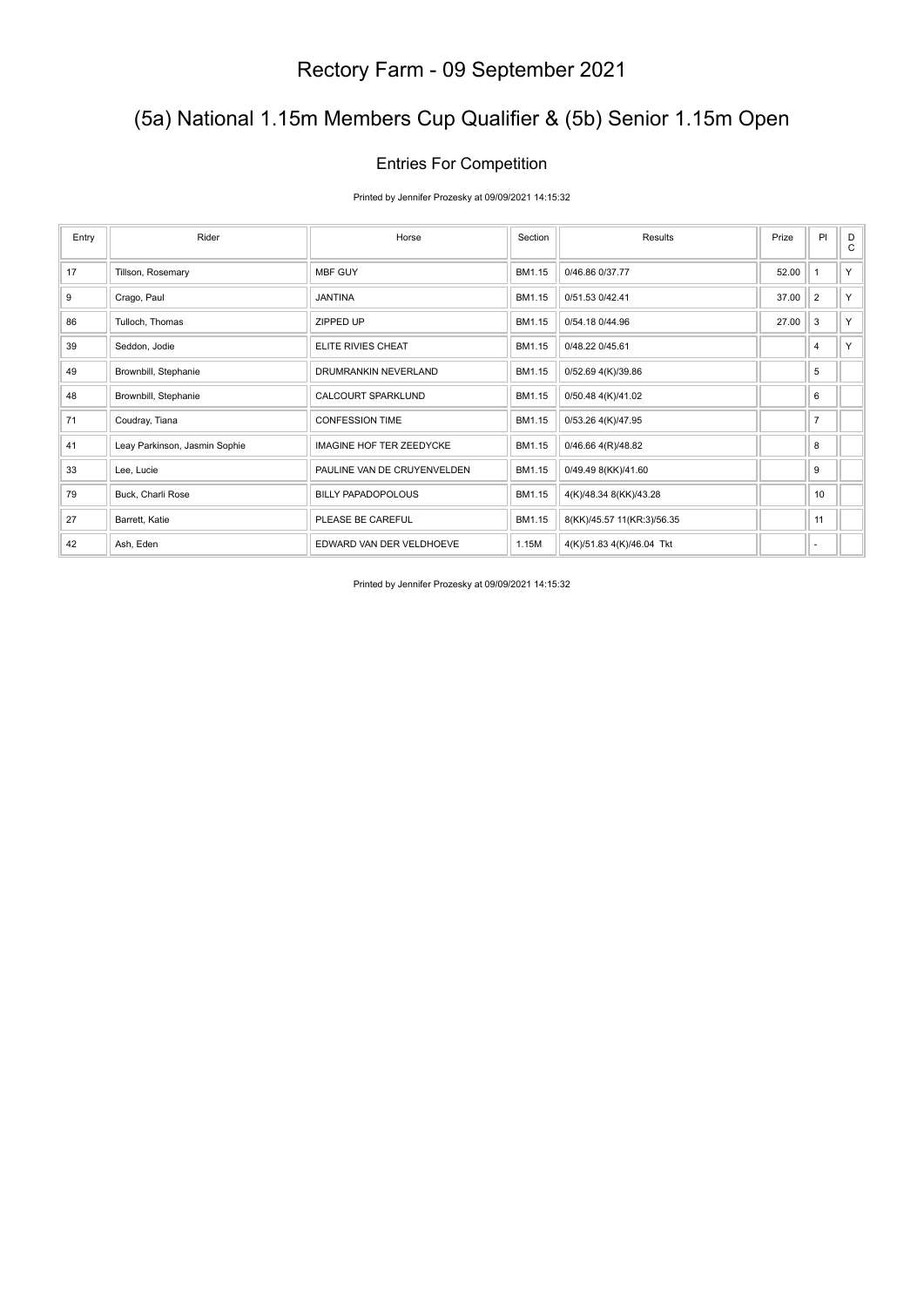# Rectory Farm - 09 September 2021

## (5a) National 1.15m Members Cup Qualifier & (5b) Senior 1.15m Open

### Entries For Competition

Printed by Jennifer Prozesky at 09/09/2021 14:15:32

| Entry | Rider | Horse | Section | Results | Prize | Pl | DC |
|---|---|---|---|---|---|---|---|
| 17 | Tillson, Rosemary | MBF GUY | BM1.15 | 0/46.86 0/37.77 | 52.00 | 1 | Y |
| 9 | Crago, Paul | JANTINA | BM1.15 | 0/51.53 0/42.41 | 37.00 | 2 | Y |
| 86 | Tulloch, Thomas | ZIPPED UP | BM1.15 | 0/54.18 0/44.96 | 27.00 | 3 | Y |
| 39 | Seddon, Jodie | ELITE RIVIES CHEAT | BM1.15 | 0/48.22 0/45.61 | | 4 | Y |
| 49 | Brownbill, Stephanie | DRUMRANKIN NEVERLAND | BM1.15 | 0/52.69 4(K)/39.86 | | 5 | |
| 48 | Brownbill, Stephanie | CALCOURT SPARKLUND | BM1.15 | 0/50.48 4(K)/41.02 | | 6 | |
| 71 | Coudray, Tiana | CONFESSION TIME | BM1.15 | 0/53.26 4(K)/47.95 | | 7 | |
| 41 | Leay Parkinson, Jasmin Sophie | IMAGINE HOF TER ZEEDYCKE | BM1.15 | 0/46.66 4(R)/48.82 | | 8 | |
| 33 | Lee, Lucie | PAULINE VAN DE CRUYENVELDEN | BM1.15 | 0/49.49 8(KK)/41.60 | | 9 | |
| 79 | Buck, Charli Rose | BILLY PAPADOPOLOUS | BM1.15 | 4(K)/48.34 8(KK)/43.28 | | 10 | |
| 27 | Barrett, Katie | PLEASE BE CAREFUL | BM1.15 | 8(KK)/45.57 11(KR:3)/56.35 | | 11 | |
| 42 | Ash, Eden | EDWARD VAN DER VELDHOEVE | 1.15M | 4(K)/51.83 4(K)/46.04 Tkt | | - | |

Printed by Jennifer Prozesky at 09/09/2021 14:15:32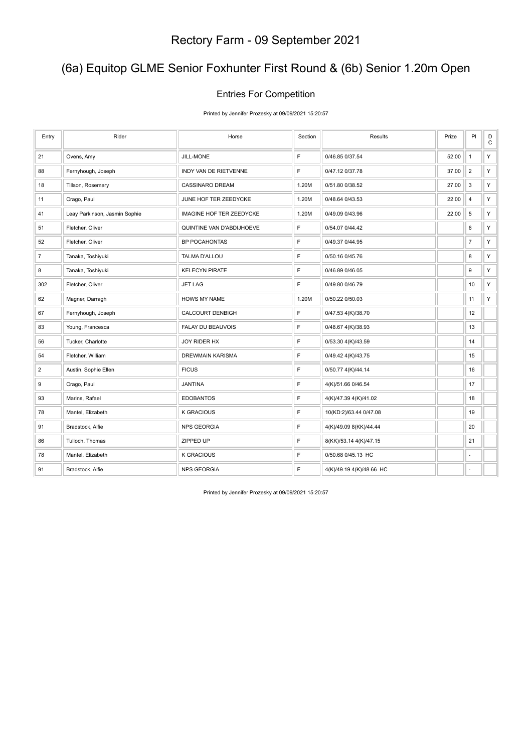# Rectory Farm - 09 September 2021

## (6a) Equitop GLME Senior Foxhunter First Round & (6b) Senior 1.20m Open

### Entries For Competition

Printed by Jennifer Prozesky at 09/09/2021 15:20:57

| Entry | Rider | Horse | Section | Results | Prize | Pl | DC |
|---|---|---|---|---|---|---|---|
| 21 | Ovens, Amy | JILL-MONE | F | 0/46.85 0/37.54 | 52.00 | 1 | Y |
| 88 | Fernyhough, Joseph | INDY VAN DE RIETVENNE | F | 0/47.12 0/37.78 | 37.00 | 2 | Y |
| 18 | Tillson, Rosemary | CASSINARO DREAM | 1.20M | 0/51.80 0/38.52 | 27.00 | 3 | Y |
| 11 | Crago, Paul | JUNE HOF TER ZEEDYCKE | 1.20M | 0/48.64 0/43.53 | 22.00 | 4 | Y |
| 41 | Leay Parkinson, Jasmin Sophie | IMAGINE HOF TER ZEEDYCKE | 1.20M | 0/49.09 0/43.96 | 22.00 | 5 | Y |
| 51 | Fletcher, Oliver | QUINTINE VAN D'ABDIJHOEVE | F | 0/54.07 0/44.42 | | 6 | Y |
| 52 | Fletcher, Oliver | BP POCAHONTAS | F | 0/49.37 0/44.95 | | 7 | Y |
| 7 | Tanaka, Toshiyuki | TALMA D'ALLOU | F | 0/50.16 0/45.76 | | 8 | Y |
| 8 | Tanaka, Toshiyuki | KELECYN PIRATE | F | 0/46.89 0/46.05 | | 9 | Y |
| 302 | Fletcher, Oliver | JET LAG | F | 0/49.80 0/46.79 | | 10 | Y |
| 62 | Magner, Darragh | HOWS MY NAME | 1.20M | 0/50.22 0/50.03 | | 11 | Y |
| 67 | Fernyhough, Joseph | CALCOURT DENBIGH | F | 0/47.53 4(K)/38.70 | | 12 | |
| 83 | Young, Francesca | FALAY DU BEAUVOIS | F | 0/48.67 4(K)/38.93 | | 13 | |
| 56 | Tucker, Charlotte | JOY RIDER HX | F | 0/53.30 4(K)/43.59 | | 14 | |
| 54 | Fletcher, William | DREWMAIN KARISMA | F | 0/49.42 4(K)/43.75 | | 15 | |
| 2 | Austin, Sophie Ellen | FICUS | F | 0/50.77 4(K)/44.14 | | 16 | |
| 9 | Crago, Paul | JANTINA | F | 4(K)/51.66 0/46.54 | | 17 | |
| 93 | Marins, Rafael | EDOBANTOS | F | 4(K)/47.39 4(K)/41.02 | | 18 | |
| 78 | Mantel, Elizabeth | K GRACIOUS | F | 10(KD:2)/63.44 0/47.08 | | 19 | |
| 91 | Bradstock, Alfie | NPS GEORGIA | F | 4(K)/49.09 8(KK)/44.44 | | 20 | |
| 86 | Tulloch, Thomas | ZIPPED UP | F | 8(KK)/53.14 4(K)/47.15 | | 21 | |
| 78 | Mantel, Elizabeth | K GRACIOUS | F | 0/50.68 0/45.13 HC | | - | |
| 91 | Bradstock, Alfie | NPS GEORGIA | F | 4(K)/49.19 4(K)/48.66 HC | | - | |

Printed by Jennifer Prozesky at 09/09/2021 15:20:57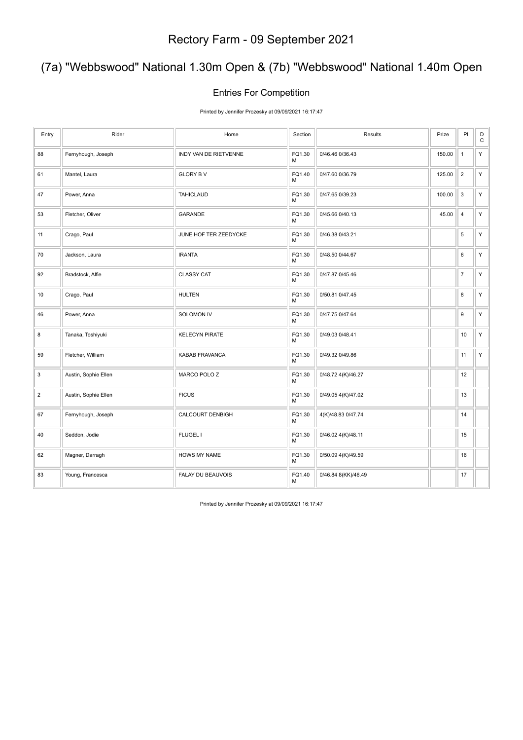# Rectory Farm - 09 September 2021

## (7a) "Webbswood" National 1.30m Open & (7b) "Webbswood" National 1.40m Open

### Entries For Competition

Printed by Jennifer Prozesky at 09/09/2021 16:17:47

| Entry | Rider | Horse | Section | Results | Prize | Pl | DC |
|---|---|---|---|---|---|---|---|
| 88 | Fernyhough, Joseph | INDY VAN DE RIETVENNE | FQ1.30M | 0/46.46 0/36.43 | 150.00 | 1 | Y |
| 61 | Mantel, Laura | GLORY B V | FQ1.40M | 0/47.60 0/36.79 | 125.00 | 2 | Y |
| 47 | Power, Anna | TAHICLAUD | FQ1.30M | 0/47.65 0/39.23 | 100.00 | 3 | Y |
| 53 | Fletcher, Oliver | GARANDE | FQ1.30M | 0/45.66 0/40.13 | 45.00 | 4 | Y |
| 11 | Crago, Paul | JUNE HOF TER ZEEDYCKE | FQ1.30M | 0/46.38 0/43.21 | | 5 | Y |
| 70 | Jackson, Laura | IRANTA | FQ1.30M | 0/48.50 0/44.67 | | 6 | Y |
| 92 | Bradstock, Alfie | CLASSY CAT | FQ1.30M | 0/47.87 0/45.46 | | 7 | Y |
| 10 | Crago, Paul | HULTEN | FQ1.30M | 0/50.81 0/47.45 | | 8 | Y |
| 46 | Power, Anna | SOLOMON IV | FQ1.30M | 0/47.75 0/47.64 | | 9 | Y |
| 8 | Tanaka, Toshiyuki | KELECYN PIRATE | FQ1.30M | 0/49.03 0/48.41 | | 10 | Y |
| 59 | Fletcher, William | KABAB FRAVANCA | FQ1.30M | 0/49.32 0/49.86 | | 11 | Y |
| 3 | Austin, Sophie Ellen | MARCO POLO Z | FQ1.30M | 0/48.72 4(K)/46.27 | | 12 | |
| 2 | Austin, Sophie Ellen | FICUS | FQ1.30M | 0/49.05 4(K)/47.02 | | 13 | |
| 67 | Fernyhough, Joseph | CALCOURT DENBIGH | FQ1.30M | 4(K)/48.83 0/47.74 | | 14 | |
| 40 | Seddon, Jodie | FLUGEL I | FQ1.30M | 0/46.02 4(K)/48.11 | | 15 | |
| 62 | Magner, Darragh | HOWS MY NAME | FQ1.30M | 0/50.09 4(K)/49.59 | | 16 | |
| 83 | Young, Francesca | FALAY DU BEAUVOIS | FQ1.40M | 0/46.84 8(KK)/46.49 | | 17 | |

Printed by Jennifer Prozesky at 09/09/2021 16:17:47